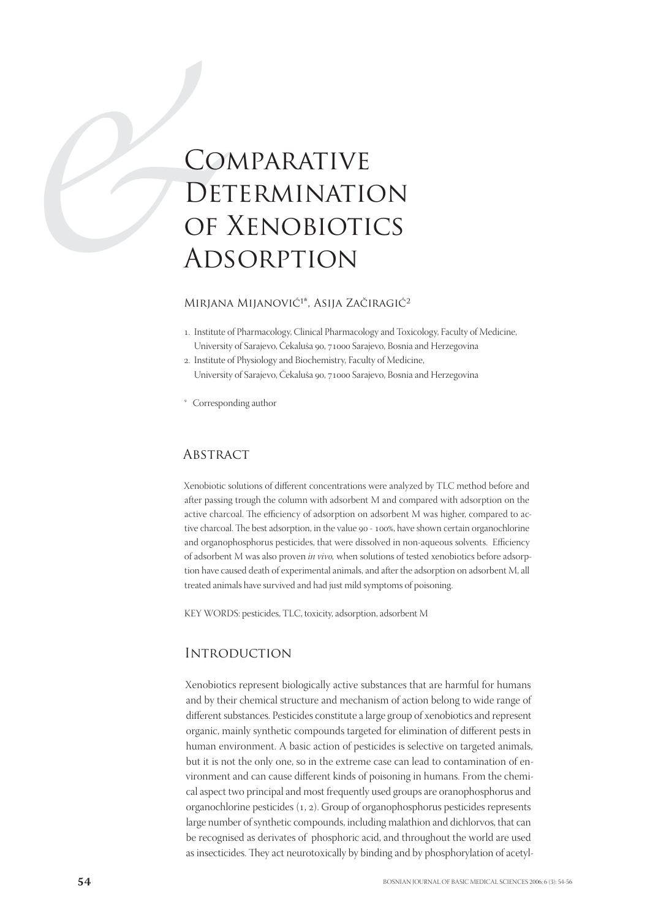# Comparative Determination of Xenobiotics Adsorption

Mirjana Mijanović[1]*, Asija Začiragić[2]

1. Institute of Pharmacology, Clinical Pharmacology and Toxicology, Faculty of Medicine, University of Sarajevo, Čekaluša 90, 71000 Sarajevo, Bosnia and Herzegovina
2. Institute of Physiology and Biochemistry, Faculty of Medicine, University of Sarajevo, Čekaluša 90, 71000 Sarajevo, Bosnia and Herzegovina

\* Corresponding author

## Abstract

Xenobiotic solutions of different concentrations were analyzed by TLC method before and after passing trough the column with adsorbent M and compared with adsorption on the active charcoal. The efficiency of adsorption on adsorbent M was higher, compared to active charcoal. The best adsorption, in the value 90 - 100%, have shown certain organochlorine and organophosphorus pesticides, that were dissolved in non-aqueous solvents. Efficiency of adsorbent M was also proven *in vivo,* when solutions of tested xenobiotics before adsorption have caused death of experimental animals, and after the adsorption on adsorbent M, all treated animals have survived and had just mild symptoms of poisoning.

KEY WORDS: pesticides, TLC, toxicity, adsorption, adsorbent M

## Introduction

Xenobiotics represent biologically active substances that are harmful for humans and by their chemical structure and mechanism of action belong to wide range of different substances. Pesticides constitute a large group of xenobiotics and represent organic, mainly synthetic compounds targeted for elimination of different pests in human environment. A basic action of pesticides is selective on targeted animals, but it is not the only one, so in the extreme case can lead to contamination of environment and can cause different kinds of poisoning in humans. From the chemical aspect two principal and most frequently used groups are oranophosphorus and organochlorine pesticides (1, 2). Group of organophosphorus pesticides represents large number of synthetic compounds, including malathion and dichlorvos, that can be recognised as derivates of phosphoric acid, and throughout the world are used as insecticides. They act neurotoxically by binding and by phosphorylation of acetyl-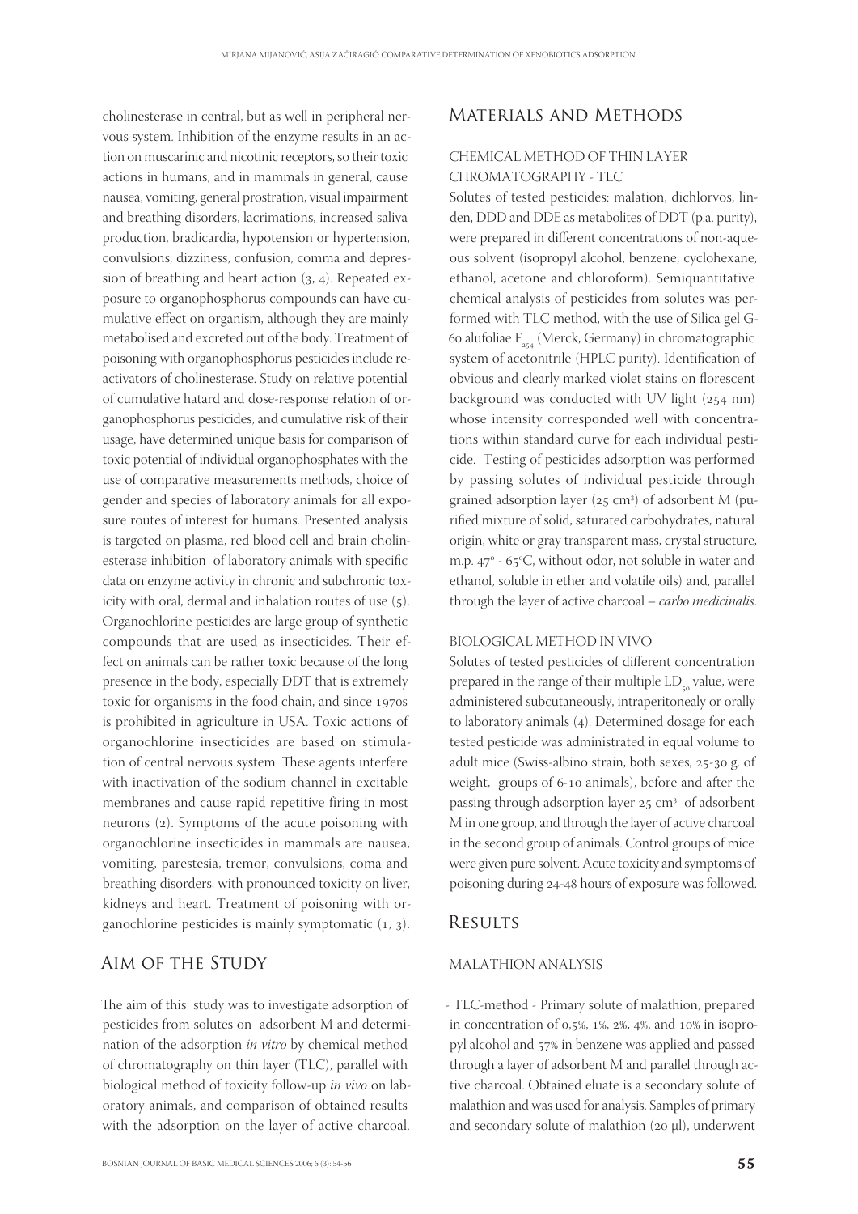cholinesterase in central, but as well in peripheral nervous system. Inhibition of the enzyme results in an action on muscarinic and nicotinic receptors, so their toxic actions in humans, and in mammals in general, cause nausea, vomiting, general prostration, visual impairment and breathing disorders, lacrimations, increased saliva production, bradicardia, hypotension or hypertension, convulsions, dizziness, confusion, comma and depression of breathing and heart action (3, 4). Repeated exposure to organophosphorus compounds can have cumulative effect on organism, although they are mainly metabolised and excreted out of the body. Treatment of poisoning with organophosphorus pesticides include reactivators of cholinesterase. Study on relative potential of cumulative hatard and dose-response relation of organophosphorus pesticides, and cumulative risk of their usage, have determined unique basis for comparison of toxic potential of individual organophosphates with the use of comparative measurements methods, choice of gender and species of laboratory animals for all exposure routes of interest for humans. Presented analysis is targeted on plasma, red blood cell and brain cholinesterase inhibition of laboratory animals with specific data on enzyme activity in chronic and subchronic toxicity with oral, dermal and inhalation routes of use (5). Organochlorine pesticides are large group of synthetic compounds that are used as insecticides. Their effect on animals can be rather toxic because of the long presence in the body, especially DDT that is extremely toxic for organisms in the food chain, and since 1970s is prohibited in agriculture in USA. Toxic actions of organochlorine insecticides are based on stimulation of central nervous system. These agents interfere with inactivation of the sodium channel in excitable membranes and cause rapid repetitive firing in most neurons (2). Symptoms of the acute poisoning with organochlorine insecticides in mammals are nausea, vomiting, parestesia, tremor, convulsions, coma and breathing disorders, with pronounced toxicity on liver, kidneys and heart. Treatment of poisoning with organochlorine pesticides is mainly symptomatic (1, 3).

## Aim of the Study

The aim of this study was to investigate adsorption of pesticides from solutes on adsorbent M and determination of the adsorption *in vitro* by chemical method of chromatography on thin layer (TLC), parallel with biological method of toxicity follow-up *in vivo* on laboratory animals, and comparison of obtained results with the adsorption on the layer of active charcoal.

## Materials and Methods

### CHEMICAL METHOD OF THIN LAYER CHROMATOGRAPHY - TLC

Solutes of tested pesticides: malation, dichlorvos, linden, DDD and DDE as metabolites of DDT (p.a. purity), were prepared in different concentrations of non-aqueous solvent (isopropyl alcohol, benzene, cyclohexane, ethanol, acetone and chloroform). Semiquantitative chemical analysis of pesticides from solutes was performed with TLC method, with the use of Silica gel G-60 alufoliae $F_{254}$ (Merck, Germany) in chromatographic system of acetonitrile (HPLC purity). Identification of obvious and clearly marked violet stains on florescent background was conducted with UV light (254 nm) whose intensity corresponded well with concentrations within standard curve for each individual pesticide. Testing of pesticides adsorption was performed by passing solutes of individual pesticide through grained adsorption layer (25 $cm^3$) of adsorbent M (purified mixture of solid, saturated carbohydrates, natural origin, white or gray transparent mass, crystal structure, m.p. 47° - 65°C, without odor, not soluble in water and ethanol, soluble in ether and volatile oils) and, parallel through the layer of active charcoal – *carbo medicinalis*.

### BIOLOGICAL METHOD IN VIVO

Solutes of tested pesticides of different concentration prepared in the range of their multiple $LD_{50}$ value, were administered subcutaneously, intraperitonealy or orally to laboratory animals (4). Determined dosage for each tested pesticide was administrated in equal volume to adult mice (Swiss-albino strain, both sexes, 25-30 g. of weight, groups of 6-10 animals), before and after the passing through adsorption layer 25 $cm^3$ of adsorbent M in one group, and through the layer of active charcoal in the second group of animals. Control groups of mice were given pure solvent. Acute toxicity and symptoms of poisoning during 24-48 hours of exposure was followed.

## Results

### MALATHION ANALYSIS

- TLC-method - Primary solute of malathion, prepared in concentration of 0,5%, 1%, 2%, 4%, and 10% in isopropyl alcohol and 57% in benzene was applied and passed through a layer of adsorbent M and parallel through active charcoal. Obtained eluate is a secondary solute of malathion and was used for analysis. Samples of primary and secondary solute of malathion (20 μl), underwent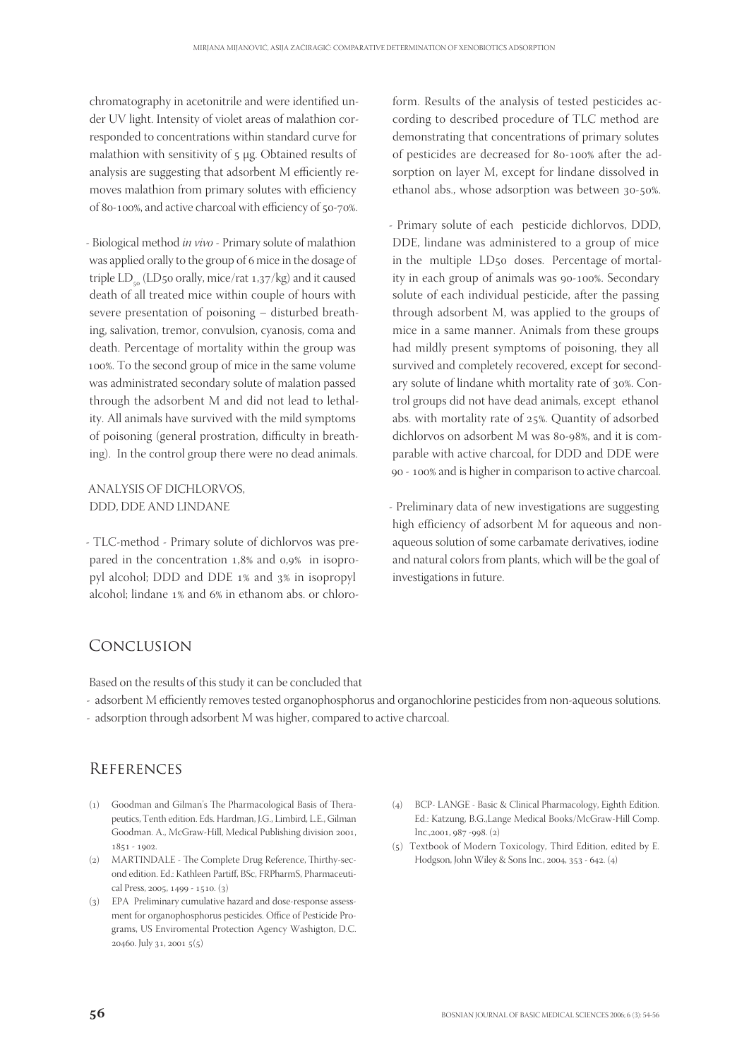chromatography in acetonitrile and were identified under UV light. Intensity of violet areas of malathion corresponded to concentrations within standard curve for malathion with sensitivity of 5 μg. Obtained results of analysis are suggesting that adsorbent M efficiently removes malathion from primary solutes with efficiency of 80-100%, and active charcoal with efficiency of 50-70%.

- Biological method *in vivo* - Primary solute of malathion was applied orally to the group of 6 mice in the dosage of triple $LD_{50}$ (LD50 orally, mice/rat 1,37/kg) and it caused death of all treated mice within couple of hours with severe presentation of poisoning – disturbed breathing, salivation, tremor, convulsion, cyanosis, coma and death. Percentage of mortality within the group was 100%. To the second group of mice in the same volume was administrated secondary solute of malation passed through the adsorbent M and did not lead to lethality. All animals have survived with the mild symptoms of poisoning (general prostration, difficulty in breathing). In the control group there were no dead animals.

### ANALYSIS OF DICHLORVOS, DDD, DDE AND LINDANE

- TLC-method - Primary solute of dichlorvos was prepared in the concentration 1,8% and 0,9% in isopropyl alcohol; DDD and DDE 1% and 3% in isopropyl alcohol; lindane 1% and 6% in ethanom abs. or chloroform. Results of the analysis of tested pesticides according to described procedure of TLC method are demonstrating that concentrations of primary solutes of pesticides are decreased for 80-100% after the adsorption on layer M, except for lindane dissolved in ethanol abs., whose adsorption was between 30-50%.

- Primary solute of each pesticide dichlorvos, DDD, DDE, lindane was administered to a group of mice in the multiple LD50 doses. Percentage of mortality in each group of animals was 90-100%. Secondary solute of each individual pesticide, after the passing through adsorbent M, was applied to the groups of mice in a same manner. Animals from these groups had mildly present symptoms of poisoning, they all survived and completely recovered, except for secondary solute of lindane whith mortality rate of 30%. Control groups did not have dead animals, except ethanol abs. with mortality rate of 25%. Quantity of adsorbed dichlorvos on adsorbent M was 80-98%, and it is comparable with active charcoal, for DDD and DDE were 90 - 100% and is higher in comparison to active charcoal.

- Preliminary data of new investigations are suggesting high efficiency of adsorbent M for aqueous and non-aqueous solution of some carbamate derivatives, iodine and natural colors from plants, which will be the goal of investigations in future.

## Conclusion

Based on the results of this study it can be concluded that

- adsorbent M efficiently removes tested organophosphorus and organochlorine pesticides from non-aqueous solutions.
- adsorption through adsorbent M was higher, compared to active charcoal.

## References

(1) Goodman and Gilman's The Pharmacological Basis of Therapeutics, Tenth edition. Eds. Hardman, J.G., Limbird, L.E., Gilman Goodman. A., McGraw-Hill, Medical Publishing division 2001, 1851 - 1902.

(2) MARTINDALE - The Complete Drug Reference, Thirty-second edition. Ed.: Kathleen Partiff, BSc, FRPharmS, Pharmaceutical Press, 2005, 1499 - 1510. (3)

(3) EPA Preliminary cumulative hazard and dose-response assessment for organophosphorus pesticides. Office of Pesticide Programs, US Enviromental Protection Agency Washigton, D.C. 20460. July 31, 2001 5(5)

(4) BCP- LANGE - Basic & Clinical Pharmacology, Eighth Edition. Ed.: Katzung, B.G.,Lange Medical Books/McGraw-Hill Comp. Inc.,2001, 987 -998. (2)

(5) Textbook of Modern Toxicology, Third Edition, edited by E. Hodgson, John Wiley & Sons Inc., 2004, 353 - 642. (4)